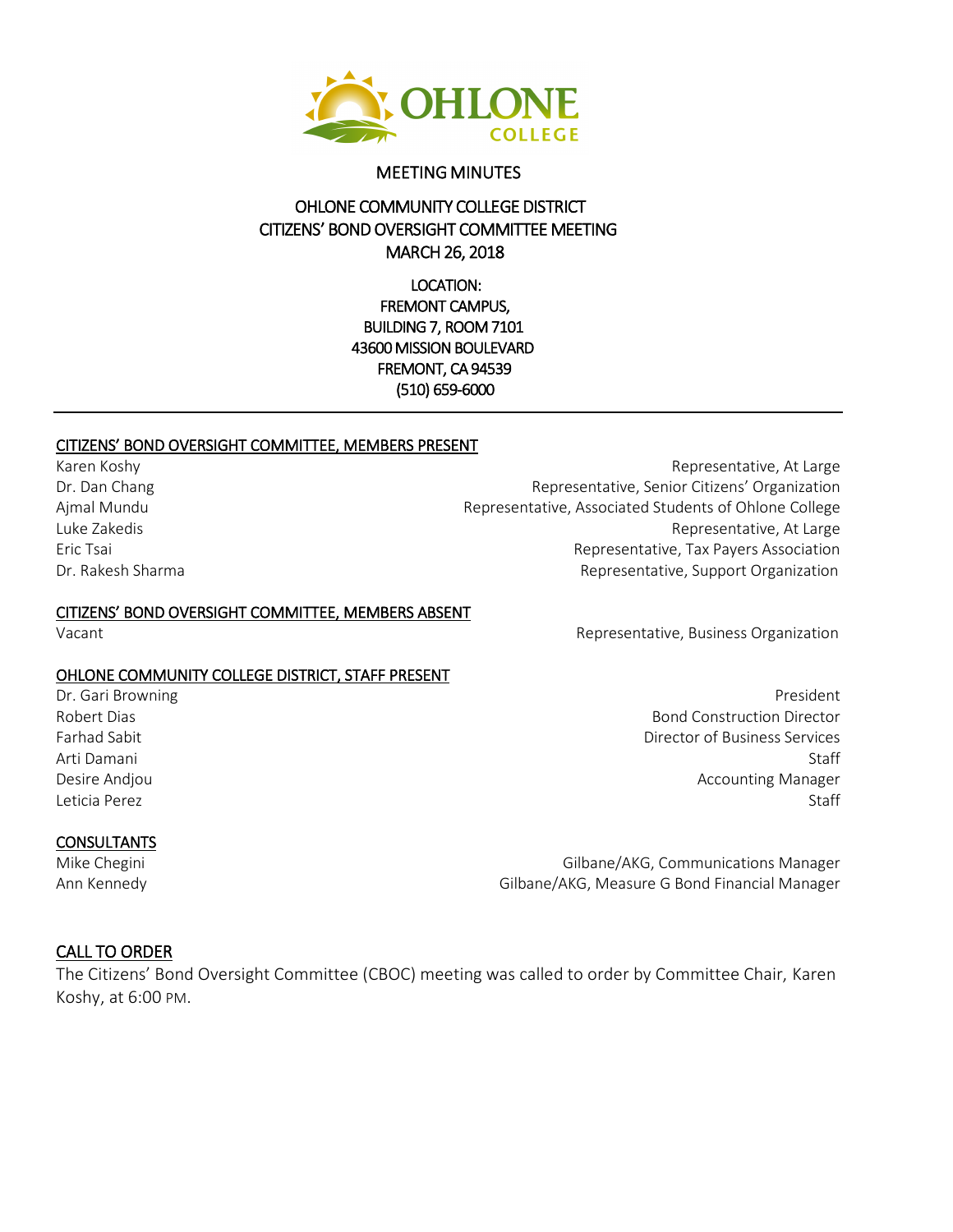# MEETING MINUTES

## OHLONE COMMUNITY COLLEGE DISTRICT
## CITIZENS' BOND OVERSIGHT COMMITTEE MEETING
## MARCH 26, 2018

LOCATION:
FREMONT CAMPUS,
BUILDING 7, ROOM 7101
43600 MISSION BOULEVARD
FREMONT, CA 94539
(510) 659-6000

---

### CITIZENS' BOND OVERSIGHT COMMITTEE, MEMBERS PRESENT

| | |
|---|---|
| Karen Koshy | Representative, At Large |
| Dr. Dan Chang | Representative, Senior Citizens' Organization |
| Ajmal Mundu | Representative, Associated Students of Ohlone College |
| Luke Zakedis | Representative, At Large |
| Eric Tsai | Representative, Tax Payers Association |
| Dr. Rakesh Sharma | Representative, Support Organization |

### CITIZENS' BOND OVERSIGHT COMMITTEE, MEMBERS ABSENT

| | |
|---|---|
| Vacant | Representative, Business Organization |

### OHLONE COMMUNITY COLLEGE DISTRICT, STAFF PRESENT

| | |
|---|---|
| Dr. Gari Browning | President |
| Robert Dias | Bond Construction Director |
| Farhad Sabit | Director of Business Services |
| Arti Damani | Staff |
| Desire Andjou | Accounting Manager |
| Leticia Perez | Staff |

### CONSULTANTS

| | |
|---|---|
| Mike Chegini | Gilbane/AKG, Communications Manager |
| Ann Kennedy | Gilbane/AKG, Measure G Bond Financial Manager |

### CALL TO ORDER

The Citizens' Bond Oversight Committee (CBOC) meeting was called to order by Committee Chair, Karen Koshy, at 6:00 PM.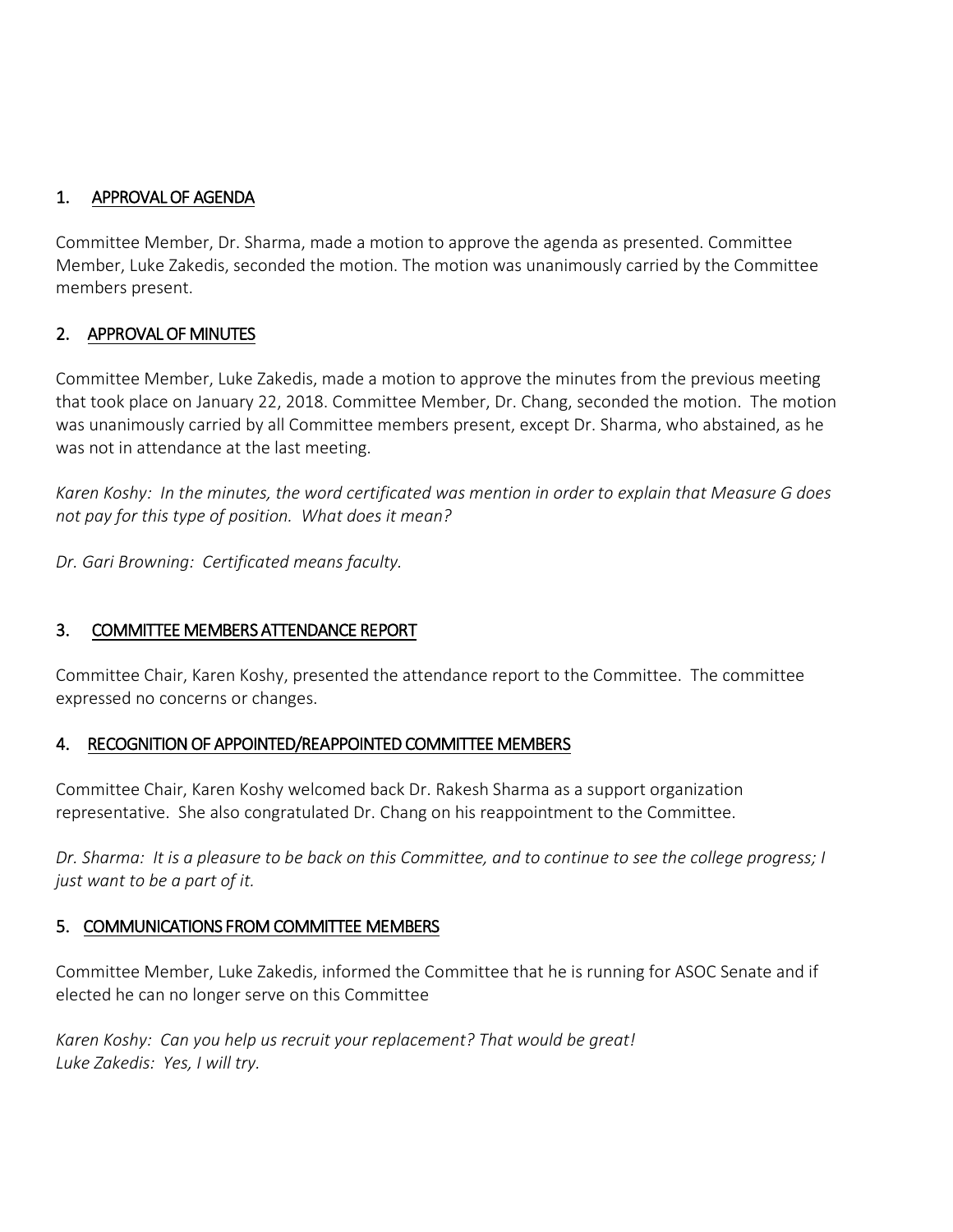## 1. <u>APPROVAL OF AGENDA</u>

Committee Member, Dr. Sharma, made a motion to approve the agenda as presented. Committee Member, Luke Zakedis, seconded the motion. The motion was unanimously carried by the Committee members present.

## 2. <u>APPROVAL OF MINUTES</u>

Committee Member, Luke Zakedis, made a motion to approve the minutes from the previous meeting that took place on January 22, 2018. Committee Member, Dr. Chang, seconded the motion. The motion was unanimously carried by all Committee members present, except Dr. Sharma, who abstained, as he was not in attendance at the last meeting.

*Karen Koshy: In the minutes, the word certificated was mention in order to explain that Measure G does not pay for this type of position. What does it mean?*

*Dr. Gari Browning: Certificated means faculty.*

## 3. <u>COMMITTEE MEMBERS ATTENDANCE REPORT</u>

Committee Chair, Karen Koshy, presented the attendance report to the Committee. The committee expressed no concerns or changes.

## 4. <u>RECOGNITION OF APPOINTED/REAPPOINTED COMMITTEE MEMBERS</u>

Committee Chair, Karen Koshy welcomed back Dr. Rakesh Sharma as a support organization representative. She also congratulated Dr. Chang on his reappointment to the Committee.

*Dr. Sharma: It is a pleasure to be back on this Committee, and to continue to see the college progress; I just want to be a part of it.*

## 5. <u>COMMUNICATIONS FROM COMMITTEE MEMBERS</u>

Committee Member, Luke Zakedis, informed the Committee that he is running for ASOC Senate and if elected he can no longer serve on this Committee

*Karen Koshy: Can you help us recruit your replacement? That would be great!*
*Luke Zakedis: Yes, I will try.*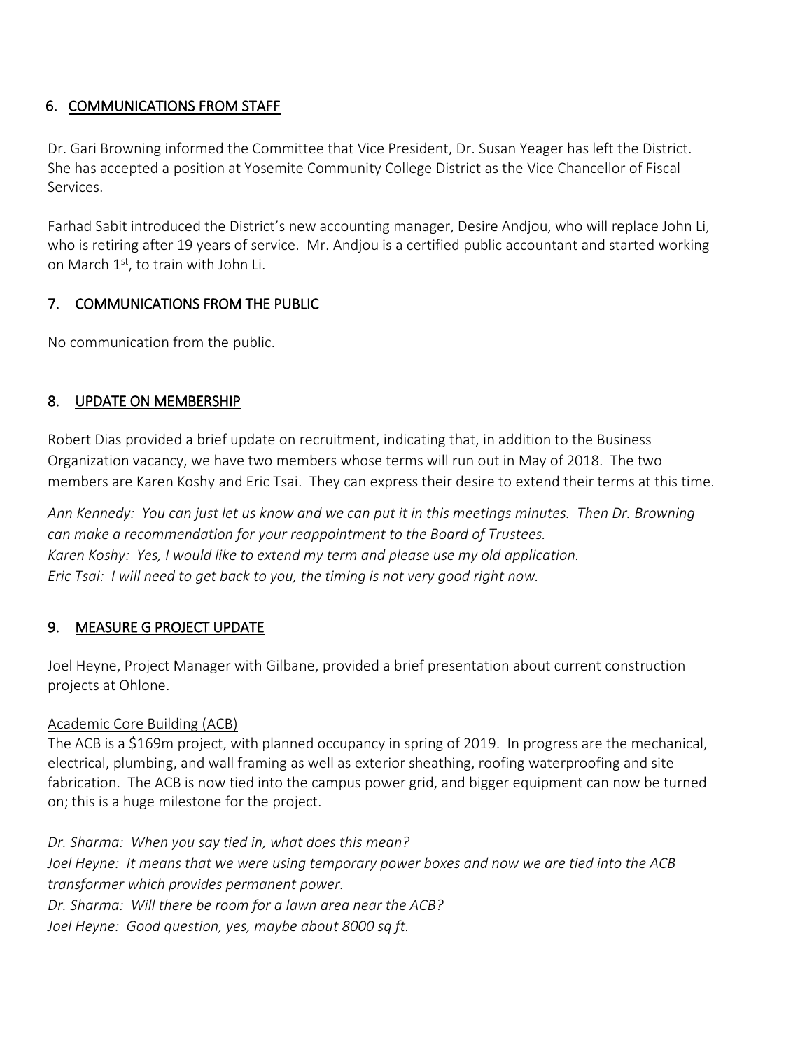## 6. COMMUNICATIONS FROM STAFF

Dr. Gari Browning informed the Committee that Vice President, Dr. Susan Yeager has left the District. She has accepted a position at Yosemite Community College District as the Vice Chancellor of Fiscal Services.

Farhad Sabit introduced the District's new accounting manager, Desire Andjou, who will replace John Li, who is retiring after 19 years of service. Mr. Andjou is a certified public accountant and started working on March 1st, to train with John Li.

## 7. COMMUNICATIONS FROM THE PUBLIC

No communication from the public.

## 8. UPDATE ON MEMBERSHIP

Robert Dias provided a brief update on recruitment, indicating that, in addition to the Business Organization vacancy, we have two members whose terms will run out in May of 2018. The two members are Karen Koshy and Eric Tsai. They can express their desire to extend their terms at this time.

*Ann Kennedy: You can just let us know and we can put it in this meetings minutes. Then Dr. Browning can make a recommendation for your reappointment to the Board of Trustees.*
*Karen Koshy: Yes, I would like to extend my term and please use my old application.*
*Eric Tsai: I will need to get back to you, the timing is not very good right now.*

## 9. MEASURE G PROJECT UPDATE

Joel Heyne, Project Manager with Gilbane, provided a brief presentation about current construction projects at Ohlone.

Academic Core Building (ACB)
The ACB is a $169m project, with planned occupancy in spring of 2019. In progress are the mechanical, electrical, plumbing, and wall framing as well as exterior sheathing, roofing waterproofing and site fabrication. The ACB is now tied into the campus power grid, and bigger equipment can now be turned on; this is a huge milestone for the project.

*Dr. Sharma: When you say tied in, what does this mean?*
*Joel Heyne: It means that we were using temporary power boxes and now we are tied into the ACB transformer which provides permanent power.*
*Dr. Sharma: Will there be room for a lawn area near the ACB?*
*Joel Heyne: Good question, yes, maybe about 8000 sq ft.*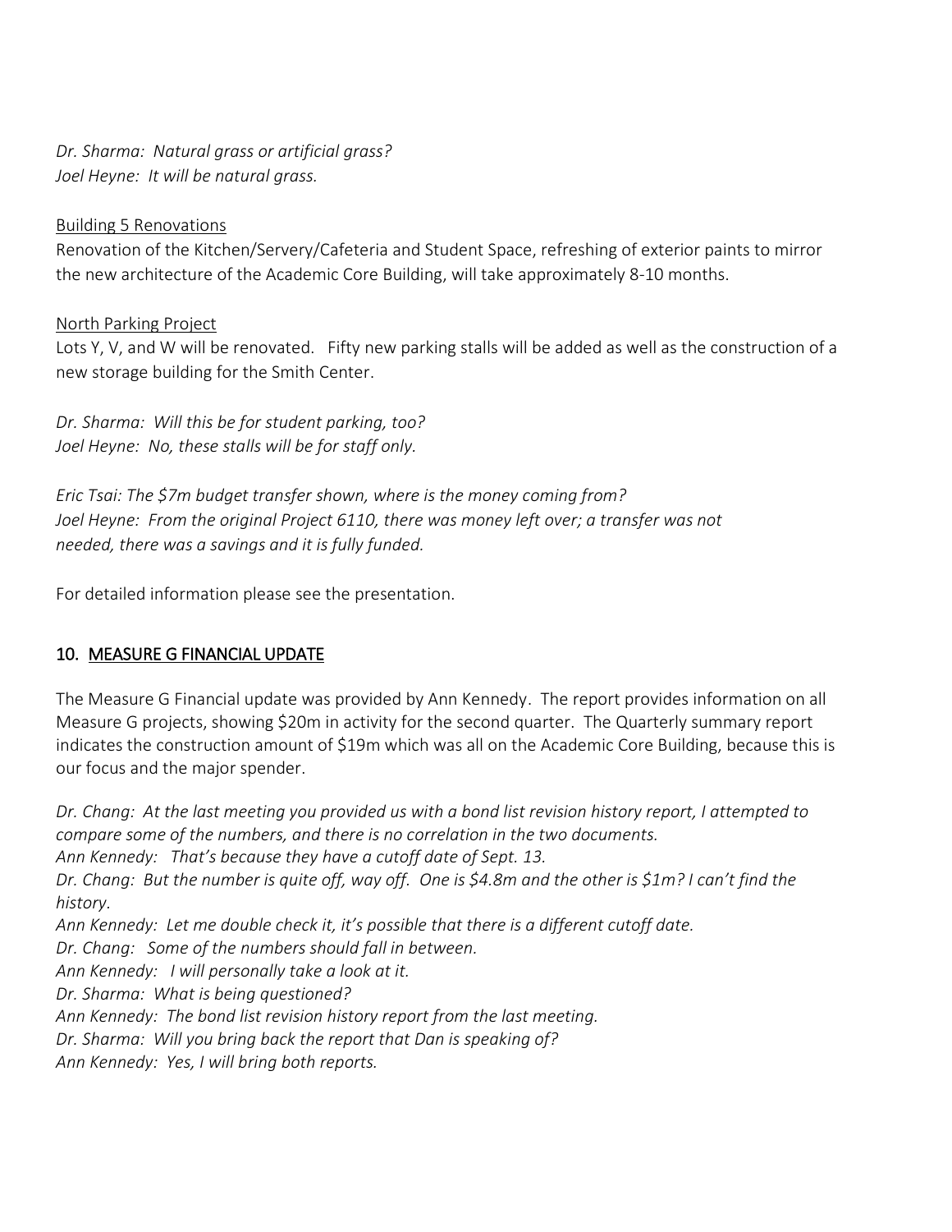*Dr. Sharma: Natural grass or artificial grass?*
*Joel Heyne: It will be natural grass.*

Building 5 Renovations

Renovation of the Kitchen/Servery/Cafeteria and Student Space, refreshing of exterior paints to mirror the new architecture of the Academic Core Building, will take approximately 8-10 months.

North Parking Project

Lots Y, V, and W will be renovated. Fifty new parking stalls will be added as well as the construction of a new storage building for the Smith Center.

*Dr. Sharma: Will this be for student parking, too?*
*Joel Heyne: No, these stalls will be for staff only.*

*Eric Tsai: The $7m budget transfer shown, where is the money coming from?*
*Joel Heyne: From the original Project 6110, there was money left over; a transfer was not needed, there was a savings and it is fully funded.*

For detailed information please see the presentation.

## 10. MEASURE G FINANCIAL UPDATE

The Measure G Financial update was provided by Ann Kennedy. The report provides information on all Measure G projects, showing $20m in activity for the second quarter. The Quarterly summary report indicates the construction amount of $19m which was all on the Academic Core Building, because this is our focus and the major spender.

*Dr. Chang: At the last meeting you provided us with a bond list revision history report, I attempted to compare some of the numbers, and there is no correlation in the two documents.*
*Ann Kennedy: That's because they have a cutoff date of Sept. 13.*
*Dr. Chang: But the number is quite off, way off. One is $4.8m and the other is $1m? I can't find the history.*
*Ann Kennedy: Let me double check it, it's possible that there is a different cutoff date.*
*Dr. Chang: Some of the numbers should fall in between.*
*Ann Kennedy: I will personally take a look at it.*
*Dr. Sharma: What is being questioned?*
*Ann Kennedy: The bond list revision history report from the last meeting.*
*Dr. Sharma: Will you bring back the report that Dan is speaking of?*
*Ann Kennedy: Yes, I will bring both reports.*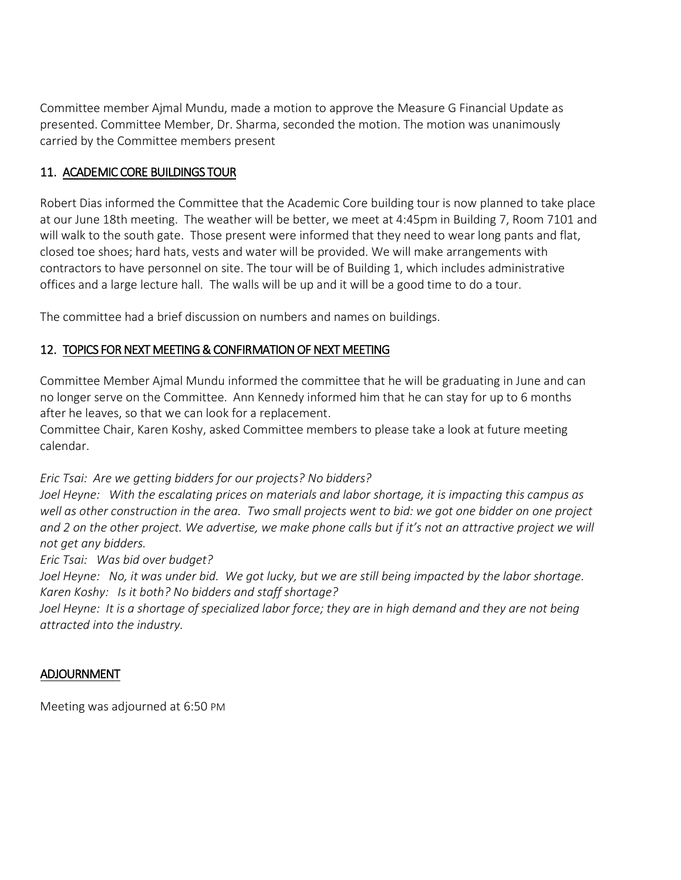Committee member Ajmal Mundu, made a motion to approve the Measure G Financial Update as presented. Committee Member, Dr. Sharma, seconded the motion. The motion was unanimously carried by the Committee members present

## 11. ACADEMIC CORE BUILDINGS TOUR

Robert Dias informed the Committee that the Academic Core building tour is now planned to take place at our June 18th meeting. The weather will be better, we meet at 4:45pm in Building 7, Room 7101 and will walk to the south gate. Those present were informed that they need to wear long pants and flat, closed toe shoes; hard hats, vests and water will be provided. We will make arrangements with contractors to have personnel on site. The tour will be of Building 1, which includes administrative offices and a large lecture hall. The walls will be up and it will be a good time to do a tour.

The committee had a brief discussion on numbers and names on buildings.

## 12. TOPICS FOR NEXT MEETING & CONFIRMATION OF NEXT MEETING

Committee Member Ajmal Mundu informed the committee that he will be graduating in June and can no longer serve on the Committee. Ann Kennedy informed him that he can stay for up to 6 months after he leaves, so that we can look for a replacement.
Committee Chair, Karen Koshy, asked Committee members to please take a look at future meeting calendar.

*Eric Tsai: Are we getting bidders for our projects? No bidders?*
*Joel Heyne: With the escalating prices on materials and labor shortage, it is impacting this campus as well as other construction in the area. Two small projects went to bid: we got one bidder on one project and 2 on the other project. We advertise, we make phone calls but if it's not an attractive project we will not get any bidders.*
*Eric Tsai: Was bid over budget?*
*Joel Heyne: No, it was under bid. We got lucky, but we are still being impacted by the labor shortage.*
*Karen Koshy: Is it both? No bidders and staff shortage?*
*Joel Heyne: It is a shortage of specialized labor force; they are in high demand and they are not being attracted into the industry.*

## ADJOURNMENT

Meeting was adjourned at 6:50 PM